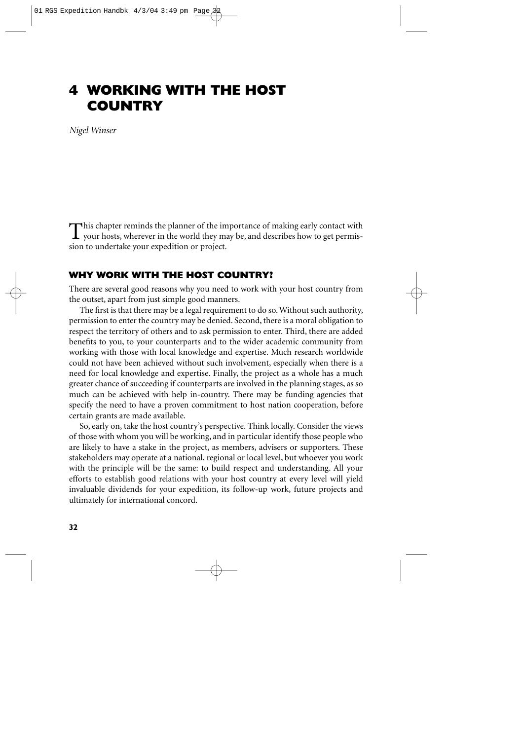# 4 WORKING WITH THE HOST COUNTRY

*Nigel Winser*

This chapter reminds the planner of the importance of making early contact with your hosts, wherever in the world they may be, and describes how to get permission to undertake your expedition or project.

## WHY WORK WITH THE HOST COUNTRY?

There are several good reasons why you need to work with your host country from the outset, apart from just simple good manners.

The first is that there may be a legal requirement to do so. Without such authority, permission to enter the country may be denied. Second, there is a moral obligation to respect the territory of others and to ask permission to enter. Third, there are added benefits to you, to your counterparts and to the wider academic community from working with those with local knowledge and expertise. Much research worldwide could not have been achieved without such involvement, especially when there is a need for local knowledge and expertise. Finally, the project as a whole has a much greater chance of succeeding if counterparts are involved in the planning stages, as so much can be achieved with help in-country. There may be funding agencies that specify the need to have a proven commitment to host nation cooperation, before certain grants are made available.

So, early on, take the host country's perspective. Think locally. Consider the views of those with whom you will be working, and in particular identify those people who are likely to have a stake in the project, as members, advisers or supporters. These stakeholders may operate at a national, regional or local level, but whoever you work with the principle will be the same: to build respect and understanding. All your efforts to establish good relations with your host country at every level will yield invaluable dividends for your expedition, its follow-up work, future projects and ultimately for international concord.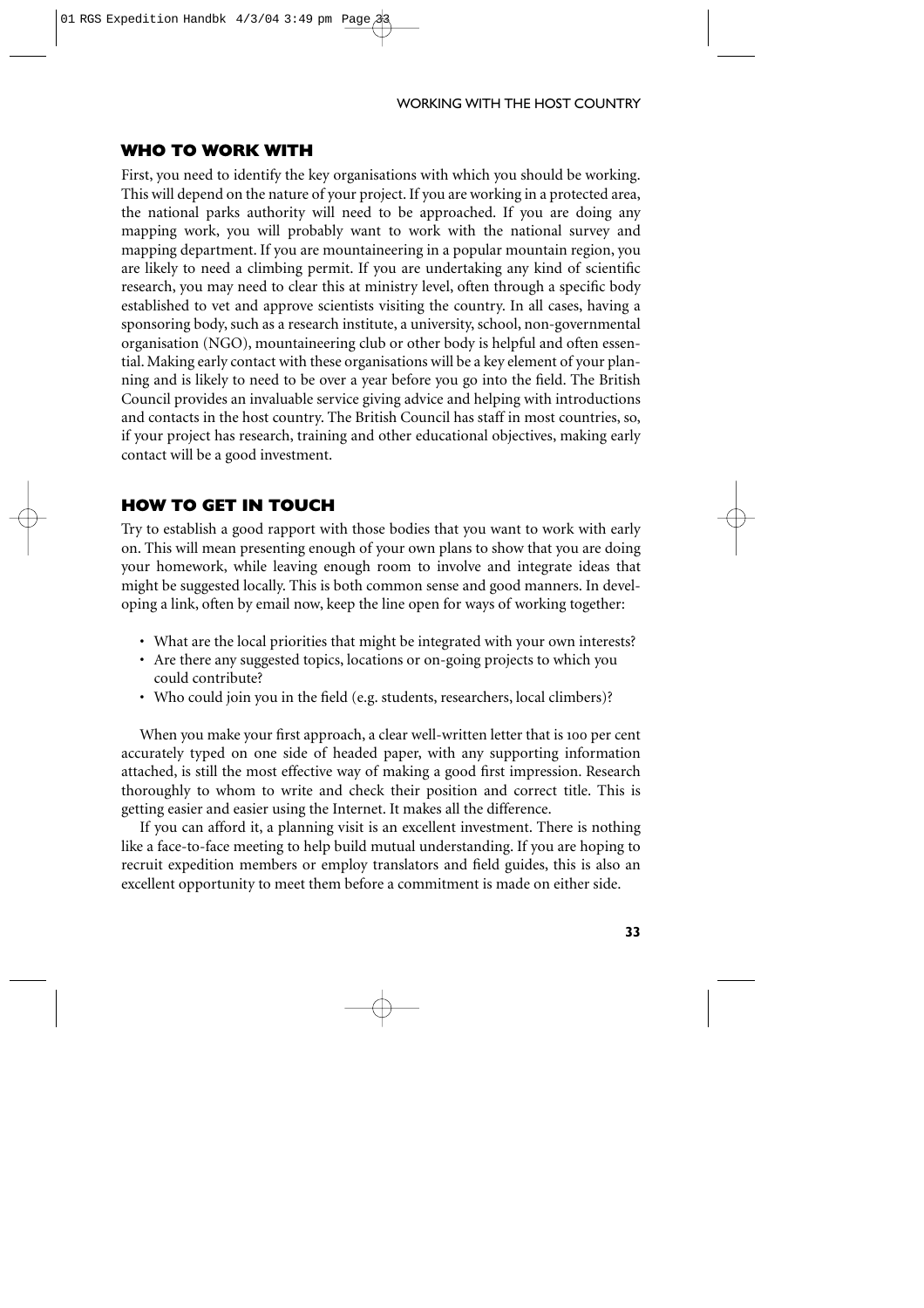## WHO TO WORK WITH

First, you need to identify the key organisations with which you should be working. This will depend on the nature of your project. If you are working in a protected area, the national parks authority will need to be approached. If you are doing any mapping work, you will probably want to work with the national survey and mapping department. If you are mountaineering in a popular mountain region, you are likely to need a climbing permit. If you are undertaking any kind of scientific research, you may need to clear this at ministry level, often through a specific body established to vet and approve scientists visiting the country. In all cases, having a sponsoring body, such as a research institute, a university, school, non-governmental organisation (NGO), mountaineering club or other body is helpful and often essential. Making early contact with these organisations will be a key element of your planning and is likely to need to be over a year before you go into the field. The British Council provides an invaluable service giving advice and helping with introductions and contacts in the host country. The British Council has staff in most countries, so, if your project has research, training and other educational objectives, making early contact will be a good investment.

## HOW TO GET IN TOUCH

Try to establish a good rapport with those bodies that you want to work with early on. This will mean presenting enough of your own plans to show that you are doing your homework, while leaving enough room to involve and integrate ideas that might be suggested locally. This is both common sense and good manners. In developing a link, often by email now, keep the line open for ways of working together:

- What are the local priorities that might be integrated with your own interests?
- Are there any suggested topics, locations or on-going projects to which you could contribute?
- Who could join you in the field (e.g. students, researchers, local climbers)?

When you make your first approach, a clear well-written letter that is 100 per cent accurately typed on one side of headed paper, with any supporting information attached, is still the most effective way of making a good first impression. Research thoroughly to whom to write and check their position and correct title. This is getting easier and easier using the Internet. It makes all the difference.

If you can afford it, a planning visit is an excellent investment. There is nothing like a face-to-face meeting to help build mutual understanding. If you are hoping to recruit expedition members or employ translators and field guides, this is also an excellent opportunity to meet them before a commitment is made on either side.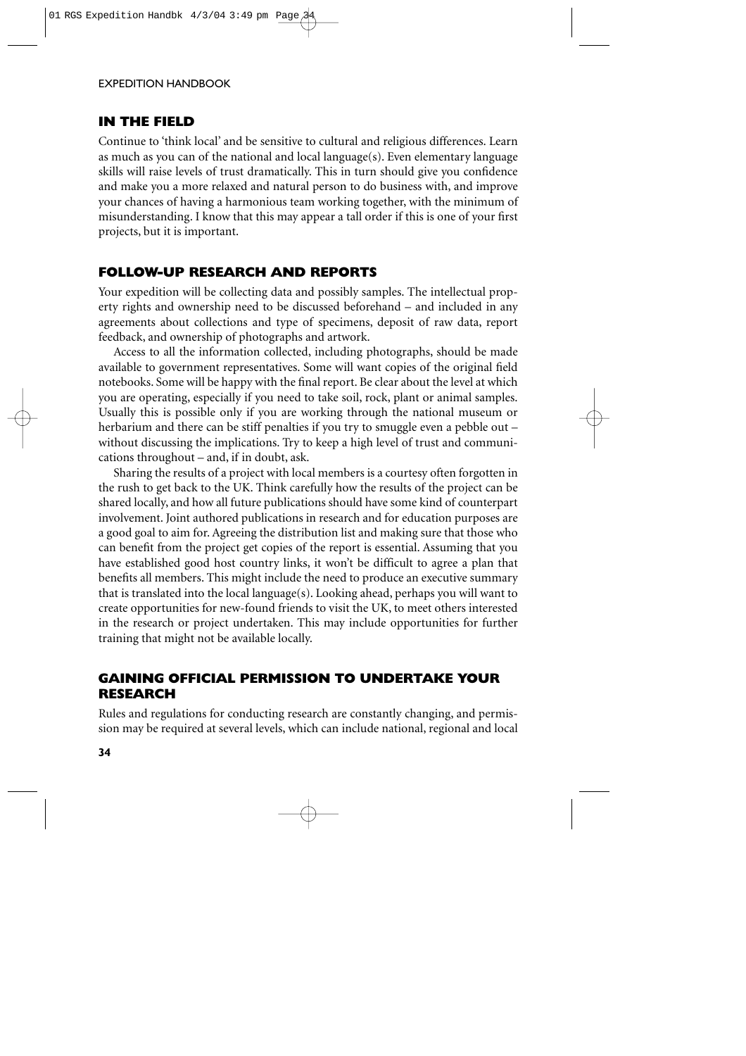## IN THE FIELD

Continue to 'think local' and be sensitive to cultural and religious differences. Learn as much as you can of the national and local language(s). Even elementary language skills will raise levels of trust dramatically. This in turn should give you confidence and make you a more relaxed and natural person to do business with, and improve your chances of having a harmonious team working together, with the minimum of misunderstanding. I know that this may appear a tall order if this is one of your first projects, but it is important.

## FOLLOW-UP RESEARCH AND REPORTS

Your expedition will be collecting data and possibly samples. The intellectual property rights and ownership need to be discussed beforehand – and included in any agreements about collections and type of specimens, deposit of raw data, report feedback, and ownership of photographs and artwork.

Access to all the information collected, including photographs, should be made available to government representatives. Some will want copies of the original field notebooks. Some will be happy with the final report. Be clear about the level at which you are operating, especially if you need to take soil, rock, plant or animal samples. Usually this is possible only if you are working through the national museum or herbarium and there can be stiff penalties if you try to smuggle even a pebble out – without discussing the implications. Try to keep a high level of trust and communications throughout – and, if in doubt, ask.

Sharing the results of a project with local members is a courtesy often forgotten in the rush to get back to the UK. Think carefully how the results of the project can be shared locally, and how all future publications should have some kind of counterpart involvement. Joint authored publications in research and for education purposes are a good goal to aim for. Agreeing the distribution list and making sure that those who can benefit from the project get copies of the report is essential. Assuming that you have established good host country links, it won't be difficult to agree a plan that benefits all members. This might include the need to produce an executive summary that is translated into the local language(s). Looking ahead, perhaps you will want to create opportunities for new-found friends to visit the UK, to meet others interested in the research or project undertaken. This may include opportunities for further training that might not be available locally.

## GAINING OFFICIAL PERMISSION TO UNDERTAKE YOUR RESEARCH

Rules and regulations for conducting research are constantly changing, and permission may be required at several levels, which can include national, regional and local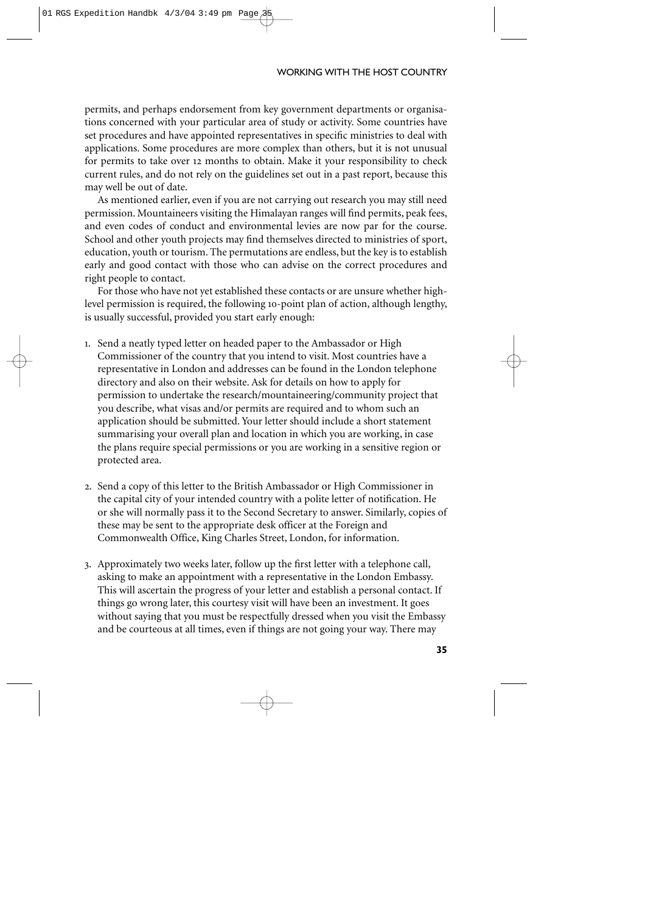permits, and perhaps endorsement from key government departments or organisations concerned with your particular area of study or activity. Some countries have set procedures and have appointed representatives in specific ministries to deal with applications. Some procedures are more complex than others, but it is not unusual for permits to take over 12 months to obtain. Make it your responsibility to check current rules, and do not rely on the guidelines set out in a past report, because this may well be out of date.

As mentioned earlier, even if you are not carrying out research you may still need permission. Mountaineers visiting the Himalayan ranges will find permits, peak fees, and even codes of conduct and environmental levies are now par for the course. School and other youth projects may find themselves directed to ministries of sport, education, youth or tourism. The permutations are endless, but the key is to establish early and good contact with those who can advise on the correct procedures and right people to contact.

For those who have not yet established these contacts or are unsure whether high-level permission is required, the following 10-point plan of action, although lengthy, is usually successful, provided you start early enough:

1. Send a neatly typed letter on headed paper to the Ambassador or High Commissioner of the country that you intend to visit. Most countries have a representative in London and addresses can be found in the London telephone directory and also on their website. Ask for details on how to apply for permission to undertake the research/mountaineering/community project that you describe, what visas and/or permits are required and to whom such an application should be submitted. Your letter should include a short statement summarising your overall plan and location in which you are working, in case the plans require special permissions or you are working in a sensitive region or protected area.

2. Send a copy of this letter to the British Ambassador or High Commissioner in the capital city of your intended country with a polite letter of notification. He or she will normally pass it to the Second Secretary to answer. Similarly, copies of these may be sent to the appropriate desk officer at the Foreign and Commonwealth Office, King Charles Street, London, for information.

3. Approximately two weeks later, follow up the first letter with a telephone call, asking to make an appointment with a representative in the London Embassy. This will ascertain the progress of your letter and establish a personal contact. If things go wrong later, this courtesy visit will have been an investment. It goes without saying that you must be respectfully dressed when you visit the Embassy and be courteous at all times, even if things are not going your way. There may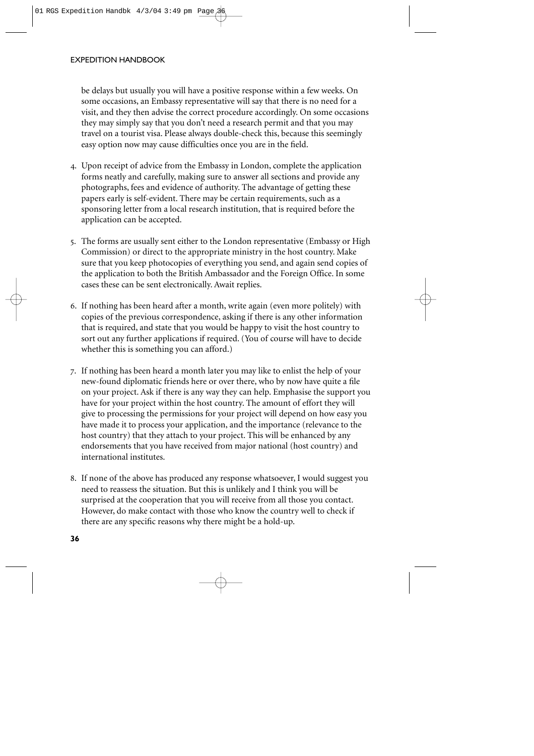be delays but usually you will have a positive response within a few weeks. On some occasions, an Embassy representative will say that there is no need for a visit, and they then advise the correct procedure accordingly. On some occasions they may simply say that you don't need a research permit and that you may travel on a tourist visa. Please always double-check this, because this seemingly easy option now may cause difficulties once you are in the field.

4. Upon receipt of advice from the Embassy in London, complete the application forms neatly and carefully, making sure to answer all sections and provide any photographs, fees and evidence of authority. The advantage of getting these papers early is self-evident. There may be certain requirements, such as a sponsoring letter from a local research institution, that is required before the application can be accepted.

5. The forms are usually sent either to the London representative (Embassy or High Commission) or direct to the appropriate ministry in the host country. Make sure that you keep photocopies of everything you send, and again send copies of the application to both the British Ambassador and the Foreign Office. In some cases these can be sent electronically. Await replies.

6. If nothing has been heard after a month, write again (even more politely) with copies of the previous correspondence, asking if there is any other information that is required, and state that you would be happy to visit the host country to sort out any further applications if required. (You of course will have to decide whether this is something you can afford.)

7. If nothing has been heard a month later you may like to enlist the help of your new-found diplomatic friends here or over there, who by now have quite a file on your project. Ask if there is any way they can help. Emphasise the support you have for your project within the host country. The amount of effort they will give to processing the permissions for your project will depend on how easy you have made it to process your application, and the importance (relevance to the host country) that they attach to your project. This will be enhanced by any endorsements that you have received from major national (host country) and international institutes.

8. If none of the above has produced any response whatsoever, I would suggest you need to reassess the situation. But this is unlikely and I think you will be surprised at the cooperation that you will receive from all those you contact. However, do make contact with those who know the country well to check if there are any specific reasons why there might be a hold-up.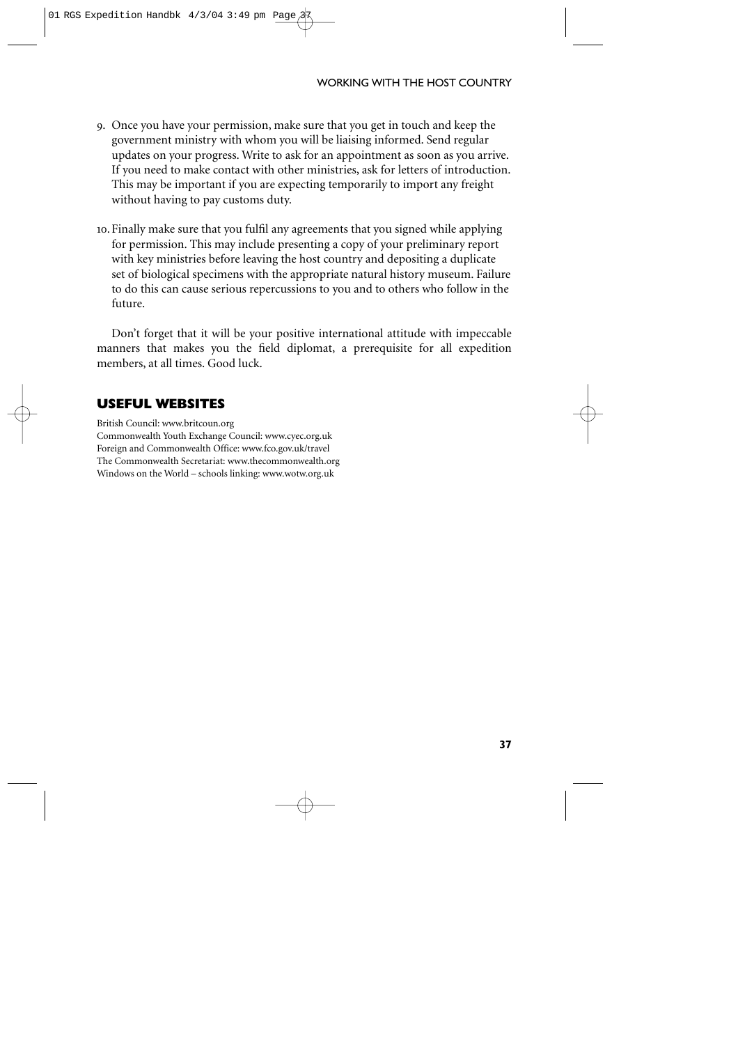9. Once you have your permission, make sure that you get in touch and keep the government ministry with whom you will be liaising informed. Send regular updates on your progress. Write to ask for an appointment as soon as you arrive. If you need to make contact with other ministries, ask for letters of introduction. This may be important if you are expecting temporarily to import any freight without having to pay customs duty.

10. Finally make sure that you fulfil any agreements that you signed while applying for permission. This may include presenting a copy of your preliminary report with key ministries before leaving the host country and depositing a duplicate set of biological specimens with the appropriate natural history museum. Failure to do this can cause serious repercussions to you and to others who follow in the future.

Don't forget that it will be your positive international attitude with impeccable manners that makes you the field diplomat, a prerequisite for all expedition members, at all times. Good luck.

## USEFUL WEBSITES

British Council: www.britcoun.org
Commonwealth Youth Exchange Council: www.cyec.org.uk
Foreign and Commonwealth Office: www.fco.gov.uk/travel
The Commonwealth Secretariat: www.thecommonwealth.org
Windows on the World – schools linking: www.wotw.org.uk